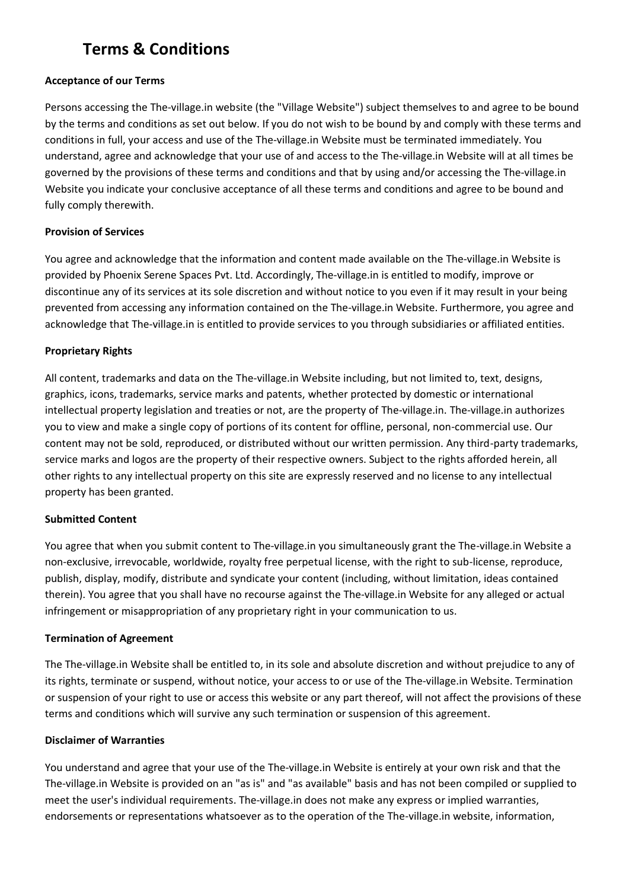# Terms & Conditions

**Acceptance of our Terms**

Persons accessing the The-village.in website (the "Village Website") subject themselves to and agree to be bound by the terms and conditions as set out below. If you do not wish to be bound by and comply with these terms and conditions in full, your access and use of the The-village.in Website must be terminated immediately. You understand, agree and acknowledge that your use of and access to the The-village.in Website will at all times be governed by the provisions of these terms and conditions and that by using and/or accessing the The-village.in Website you indicate your conclusive acceptance of all these terms and conditions and agree to be bound and fully comply therewith.

**Provision of Services**

You agree and acknowledge that the information and content made available on the The-village.in Website is provided by Phoenix Serene Spaces Pvt. Ltd. Accordingly, The-village.in is entitled to modify, improve or discontinue any of its services at its sole discretion and without notice to you even if it may result in your being prevented from accessing any information contained on the The-village.in Website. Furthermore, you agree and acknowledge that The-village.in is entitled to provide services to you through subsidiaries or affiliated entities.

**Proprietary Rights**

All content, trademarks and data on the The-village.in Website including, but not limited to, text, designs, graphics, icons, trademarks, service marks and patents, whether protected by domestic or international intellectual property legislation and treaties or not, are the property of The-village.in. The-village.in authorizes you to view and make a single copy of portions of its content for offline, personal, non-commercial use. Our content may not be sold, reproduced, or distributed without our written permission. Any third-party trademarks, service marks and logos are the property of their respective owners. Subject to the rights afforded herein, all other rights to any intellectual property on this site are expressly reserved and no license to any intellectual property has been granted.

**Submitted Content**

You agree that when you submit content to The-village.in you simultaneously grant the The-village.in Website a non-exclusive, irrevocable, worldwide, royalty free perpetual license, with the right to sub-license, reproduce, publish, display, modify, distribute and syndicate your content (including, without limitation, ideas contained therein). You agree that you shall have no recourse against the The-village.in Website for any alleged or actual infringement or misappropriation of any proprietary right in your communication to us.

**Termination of Agreement**

The The-village.in Website shall be entitled to, in its sole and absolute discretion and without prejudice to any of its rights, terminate or suspend, without notice, your access to or use of the The-village.in Website. Termination or suspension of your right to use or access this website or any part thereof, will not affect the provisions of these terms and conditions which will survive any such termination or suspension of this agreement.

**Disclaimer of Warranties**

You understand and agree that your use of the The-village.in Website is entirely at your own risk and that the The-village.in Website is provided on an "as is" and "as available" basis and has not been compiled or supplied to meet the user's individual requirements. The-village.in does not make any express or implied warranties, endorsements or representations whatsoever as to the operation of the The-village.in website, information,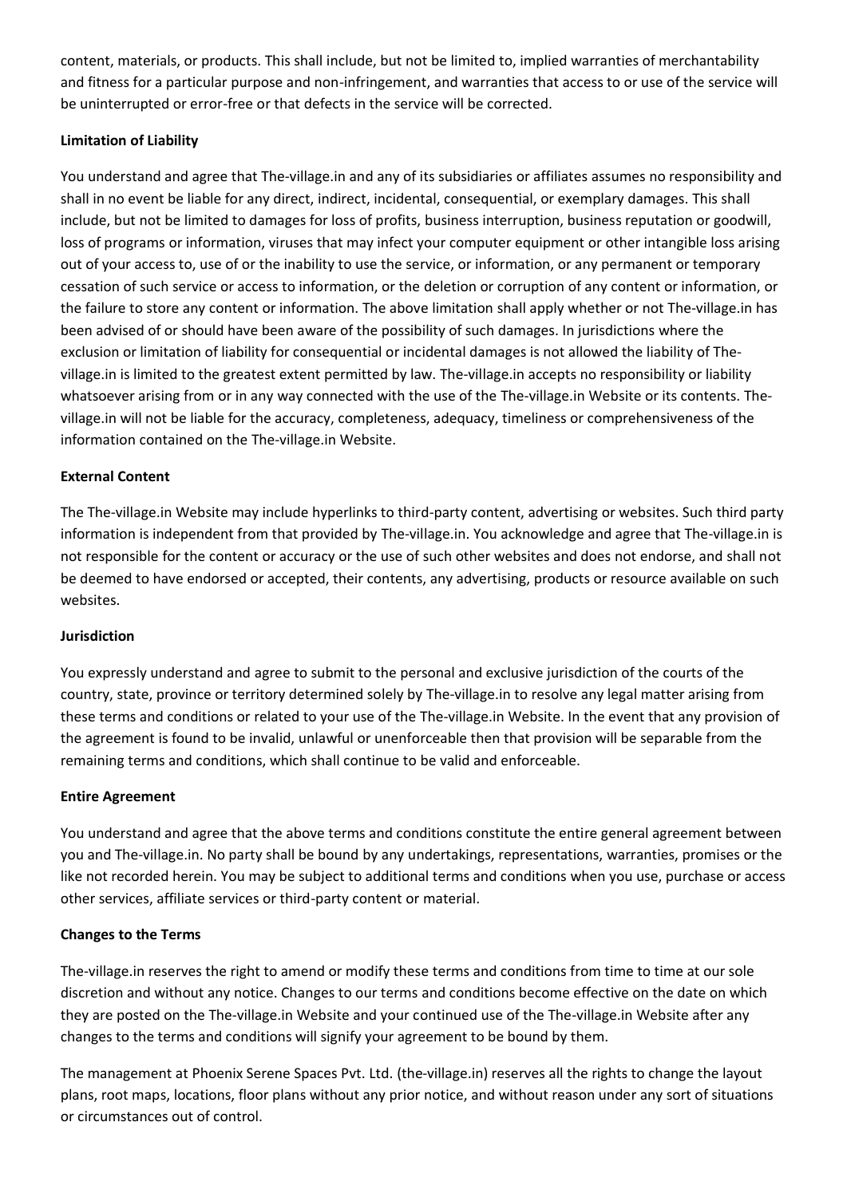content, materials, or products. This shall include, but not be limited to, implied warranties of merchantability and fitness for a particular purpose and non-infringement, and warranties that access to or use of the service will be uninterrupted or error-free or that defects in the service will be corrected.

**Limitation of Liability**

You understand and agree that The-village.in and any of its subsidiaries or affiliates assumes no responsibility and shall in no event be liable for any direct, indirect, incidental, consequential, or exemplary damages. This shall include, but not be limited to damages for loss of profits, business interruption, business reputation or goodwill, loss of programs or information, viruses that may infect your computer equipment or other intangible loss arising out of your access to, use of or the inability to use the service, or information, or any permanent or temporary cessation of such service or access to information, or the deletion or corruption of any content or information, or the failure to store any content or information. The above limitation shall apply whether or not The-village.in has been advised of or should have been aware of the possibility of such damages. In jurisdictions where the exclusion or limitation of liability for consequential or incidental damages is not allowed the liability of The-village.in is limited to the greatest extent permitted by law. The-village.in accepts no responsibility or liability whatsoever arising from or in any way connected with the use of the The-village.in Website or its contents. The-village.in will not be liable for the accuracy, completeness, adequacy, timeliness or comprehensiveness of the information contained on the The-village.in Website.

**External Content**

The The-village.in Website may include hyperlinks to third-party content, advertising or websites. Such third party information is independent from that provided by The-village.in. You acknowledge and agree that The-village.in is not responsible for the content or accuracy or the use of such other websites and does not endorse, and shall not be deemed to have endorsed or accepted, their contents, any advertising, products or resource available on such websites.

**Jurisdiction**

You expressly understand and agree to submit to the personal and exclusive jurisdiction of the courts of the country, state, province or territory determined solely by The-village.in to resolve any legal matter arising from these terms and conditions or related to your use of the The-village.in Website. In the event that any provision of the agreement is found to be invalid, unlawful or unenforceable then that provision will be separable from the remaining terms and conditions, which shall continue to be valid and enforceable.

**Entire Agreement**

You understand and agree that the above terms and conditions constitute the entire general agreement between you and The-village.in. No party shall be bound by any undertakings, representations, warranties, promises or the like not recorded herein. You may be subject to additional terms and conditions when you use, purchase or access other services, affiliate services or third-party content or material.

**Changes to the Terms**

The-village.in reserves the right to amend or modify these terms and conditions from time to time at our sole discretion and without any notice. Changes to our terms and conditions become effective on the date on which they are posted on the The-village.in Website and your continued use of the The-village.in Website after any changes to the terms and conditions will signify your agreement to be bound by them.

The management at Phoenix Serene Spaces Pvt. Ltd. (the-village.in) reserves all the rights to change the layout plans, root maps, locations, floor plans without any prior notice, and without reason under any sort of situations or circumstances out of control.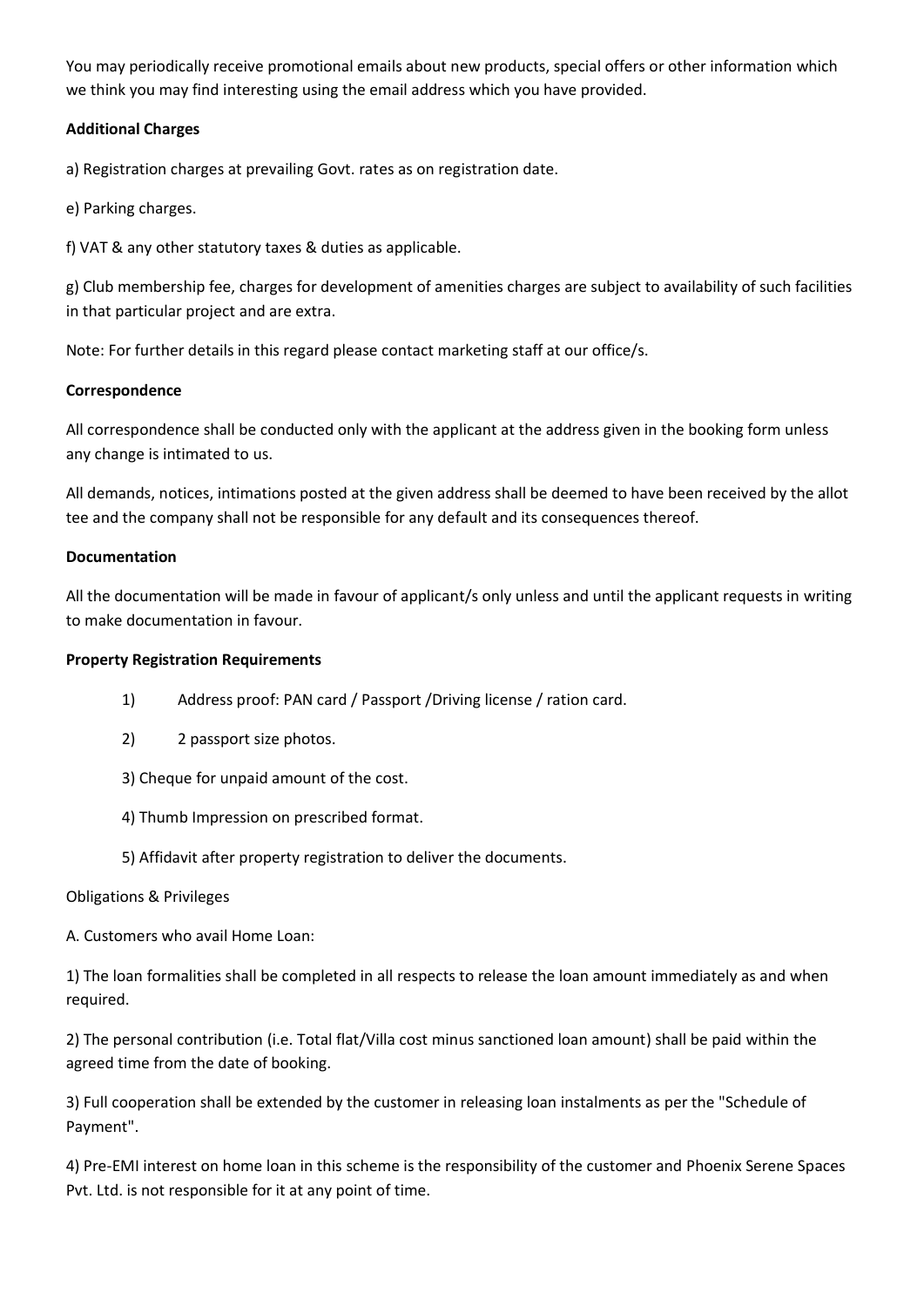You may periodically receive promotional emails about new products, special offers or other information which we think you may find interesting using the email address which you have provided.

**Additional Charges**

a) Registration charges at prevailing Govt. rates as on registration date.

e) Parking charges.

f) VAT & any other statutory taxes & duties as applicable.

g) Club membership fee, charges for development of amenities charges are subject to availability of such facilities in that particular project and are extra.

Note: For further details in this regard please contact marketing staff at our office/s.

**Correspondence**

All correspondence shall be conducted only with the applicant at the address given in the booking form unless any change is intimated to us.

All demands, notices, intimations posted at the given address shall be deemed to have been received by the allot tee and the company shall not be responsible for any default and its consequences thereof.

**Documentation**

All the documentation will be made in favour of applicant/s only unless and until the applicant requests in writing to make documentation in favour.

**Property Registration Requirements**

1) Address proof: PAN card / Passport /Driving license / ration card.

2) 2 passport size photos.

3) Cheque for unpaid amount of the cost.

4) Thumb Impression on prescribed format.

5) Affidavit after property registration to deliver the documents.

Obligations & Privileges

A. Customers who avail Home Loan:

1) The loan formalities shall be completed in all respects to release the loan amount immediately as and when required.

2) The personal contribution (i.e. Total flat/Villa cost minus sanctioned loan amount) shall be paid within the agreed time from the date of booking.

3) Full cooperation shall be extended by the customer in releasing loan instalments as per the "Schedule of Payment".

4) Pre-EMI interest on home loan in this scheme is the responsibility of the customer and Phoenix Serene Spaces Pvt. Ltd. is not responsible for it at any point of time.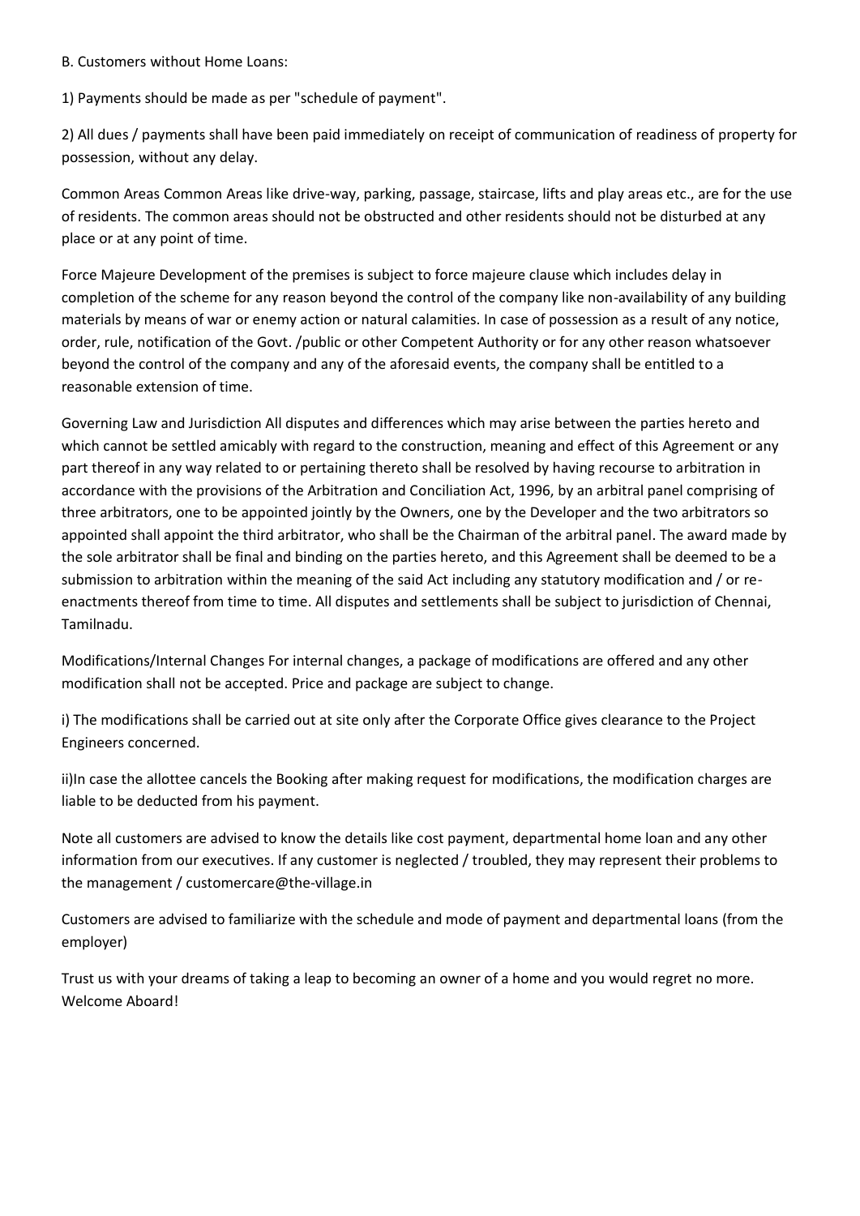B. Customers without Home Loans:

1) Payments should be made as per "schedule of payment".

2) All dues / payments shall have been paid immediately on receipt of communication of readiness of property for possession, without any delay.

Common Areas Common Areas like drive-way, parking, passage, staircase, lifts and play areas etc., are for the use of residents. The common areas should not be obstructed and other residents should not be disturbed at any place or at any point of time.

Force Majeure Development of the premises is subject to force majeure clause which includes delay in completion of the scheme for any reason beyond the control of the company like non-availability of any building materials by means of war or enemy action or natural calamities. In case of possession as a result of any notice, order, rule, notification of the Govt. /public or other Competent Authority or for any other reason whatsoever beyond the control of the company and any of the aforesaid events, the company shall be entitled to a reasonable extension of time.

Governing Law and Jurisdiction All disputes and differences which may arise between the parties hereto and which cannot be settled amicably with regard to the construction, meaning and effect of this Agreement or any part thereof in any way related to or pertaining thereto shall be resolved by having recourse to arbitration in accordance with the provisions of the Arbitration and Conciliation Act, 1996, by an arbitral panel comprising of three arbitrators, one to be appointed jointly by the Owners, one by the Developer and the two arbitrators so appointed shall appoint the third arbitrator, who shall be the Chairman of the arbitral panel. The award made by the sole arbitrator shall be final and binding on the parties hereto, and this Agreement shall be deemed to be a submission to arbitration within the meaning of the said Act including any statutory modification and / or re-enactments thereof from time to time. All disputes and settlements shall be subject to jurisdiction of Chennai, Tamilnadu.

Modifications/Internal Changes For internal changes, a package of modifications are offered and any other modification shall not be accepted. Price and package are subject to change.

i) The modifications shall be carried out at site only after the Corporate Office gives clearance to the Project Engineers concerned.

ii)In case the allottee cancels the Booking after making request for modifications, the modification charges are liable to be deducted from his payment.

Note all customers are advised to know the details like cost payment, departmental home loan and any other information from our executives. If any customer is neglected / troubled, they may represent their problems to the management / customercare@the-village.in

Customers are advised to familiarize with the schedule and mode of payment and departmental loans (from the employer)

Trust us with your dreams of taking a leap to becoming an owner of a home and you would regret no more. Welcome Aboard!